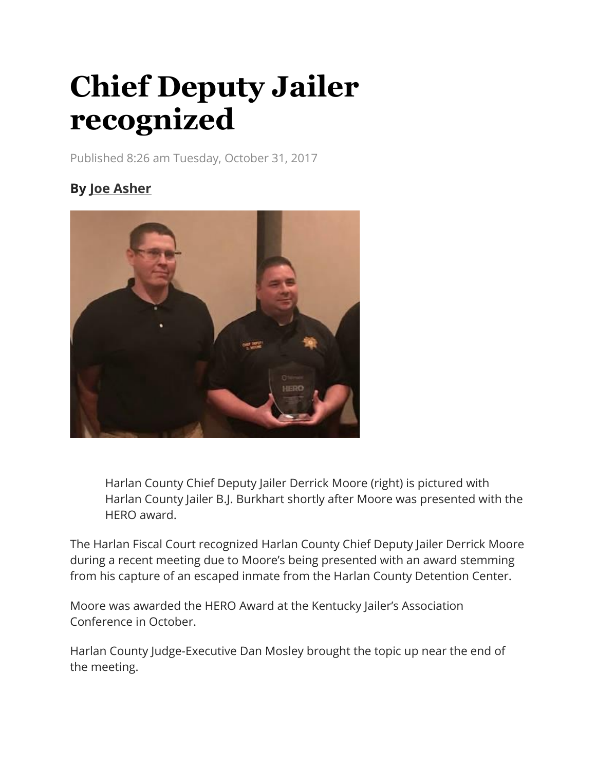# Chief Deputy Jailer recognized

Published 8:26 am Tuesday, October 31, 2017

**By Joe Asher**

Harlan County Chief Deputy Jailer Derrick Moore (right) is pictured with Harlan County Jailer B.J. Burkhart shortly after Moore was presented with the HERO award.

The Harlan Fiscal Court recognized Harlan County Chief Deputy Jailer Derrick Moore during a recent meeting due to Moore's being presented with an award stemming from his capture of an escaped inmate from the Harlan County Detention Center.

Moore was awarded the HERO Award at the Kentucky Jailer's Association Conference in October.

Harlan County Judge-Executive Dan Mosley brought the topic up near the end of the meeting.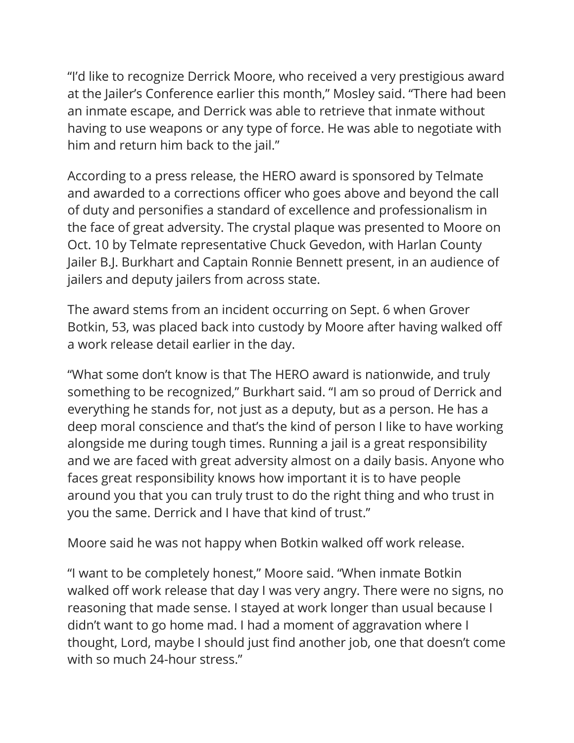"I'd like to recognize Derrick Moore, who received a very prestigious award at the Jailer's Conference earlier this month," Mosley said. "There had been an inmate escape, and Derrick was able to retrieve that inmate without having to use weapons or any type of force. He was able to negotiate with him and return him back to the jail."

According to a press release, the HERO award is sponsored by Telmate and awarded to a corrections officer who goes above and beyond the call of duty and personifies a standard of excellence and professionalism in the face of great adversity. The crystal plaque was presented to Moore on Oct. 10 by Telmate representative Chuck Gevedon, with Harlan County Jailer B.J. Burkhart and Captain Ronnie Bennett present, in an audience of jailers and deputy jailers from across state.

The award stems from an incident occurring on Sept. 6 when Grover Botkin, 53, was placed back into custody by Moore after having walked off a work release detail earlier in the day.

"What some don't know is that The HERO award is nationwide, and truly something to be recognized," Burkhart said. "I am so proud of Derrick and everything he stands for, not just as a deputy, but as a person. He has a deep moral conscience and that's the kind of person I like to have working alongside me during tough times. Running a jail is a great responsibility and we are faced with great adversity almost on a daily basis. Anyone who faces great responsibility knows how important it is to have people around you that you can truly trust to do the right thing and who trust in you the same. Derrick and I have that kind of trust."

Moore said he was not happy when Botkin walked off work release.

"I want to be completely honest," Moore said. "When inmate Botkin walked off work release that day I was very angry. There were no signs, no reasoning that made sense. I stayed at work longer than usual because I didn't want to go home mad. I had a moment of aggravation where I thought, Lord, maybe I should just find another job, one that doesn't come with so much 24-hour stress."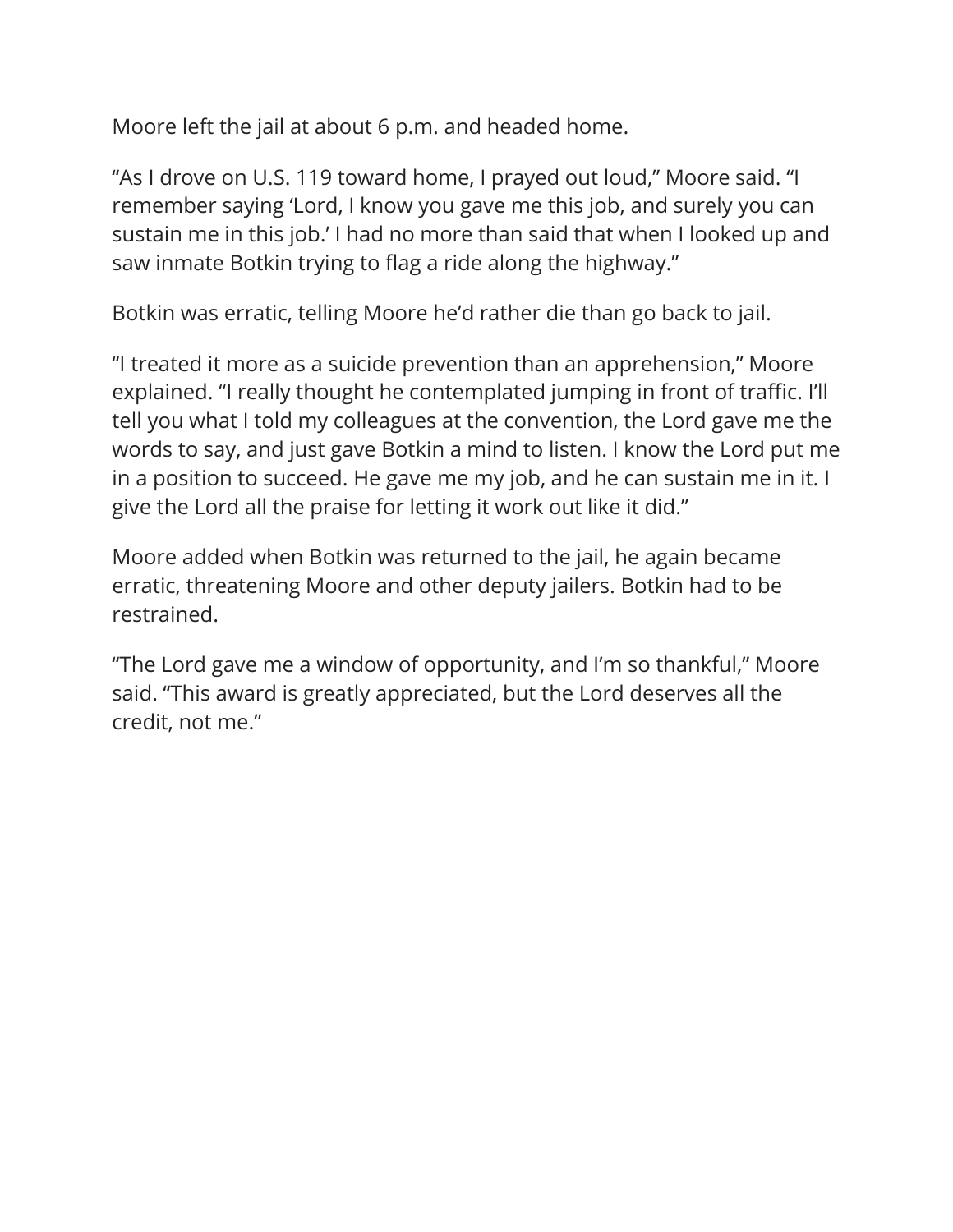Moore left the jail at about 6 p.m. and headed home.

“As I drove on U.S. 119 toward home, I prayed out loud,” Moore said. “I remember saying ‘Lord, I know you gave me this job, and surely you can sustain me in this job.’ I had no more than said that when I looked up and saw inmate Botkin trying to flag a ride along the highway.”

Botkin was erratic, telling Moore he’d rather die than go back to jail.

“I treated it more as a suicide prevention than an apprehension,” Moore explained. “I really thought he contemplated jumping in front of traffic. I’ll tell you what I told my colleagues at the convention, the Lord gave me the words to say, and just gave Botkin a mind to listen. I know the Lord put me in a position to succeed. He gave me my job, and he can sustain me in it. I give the Lord all the praise for letting it work out like it did.”

Moore added when Botkin was returned to the jail, he again became erratic, threatening Moore and other deputy jailers. Botkin had to be restrained.

“The Lord gave me a window of opportunity, and I’m so thankful,” Moore said. “This award is greatly appreciated, but the Lord deserves all the credit, not me.”